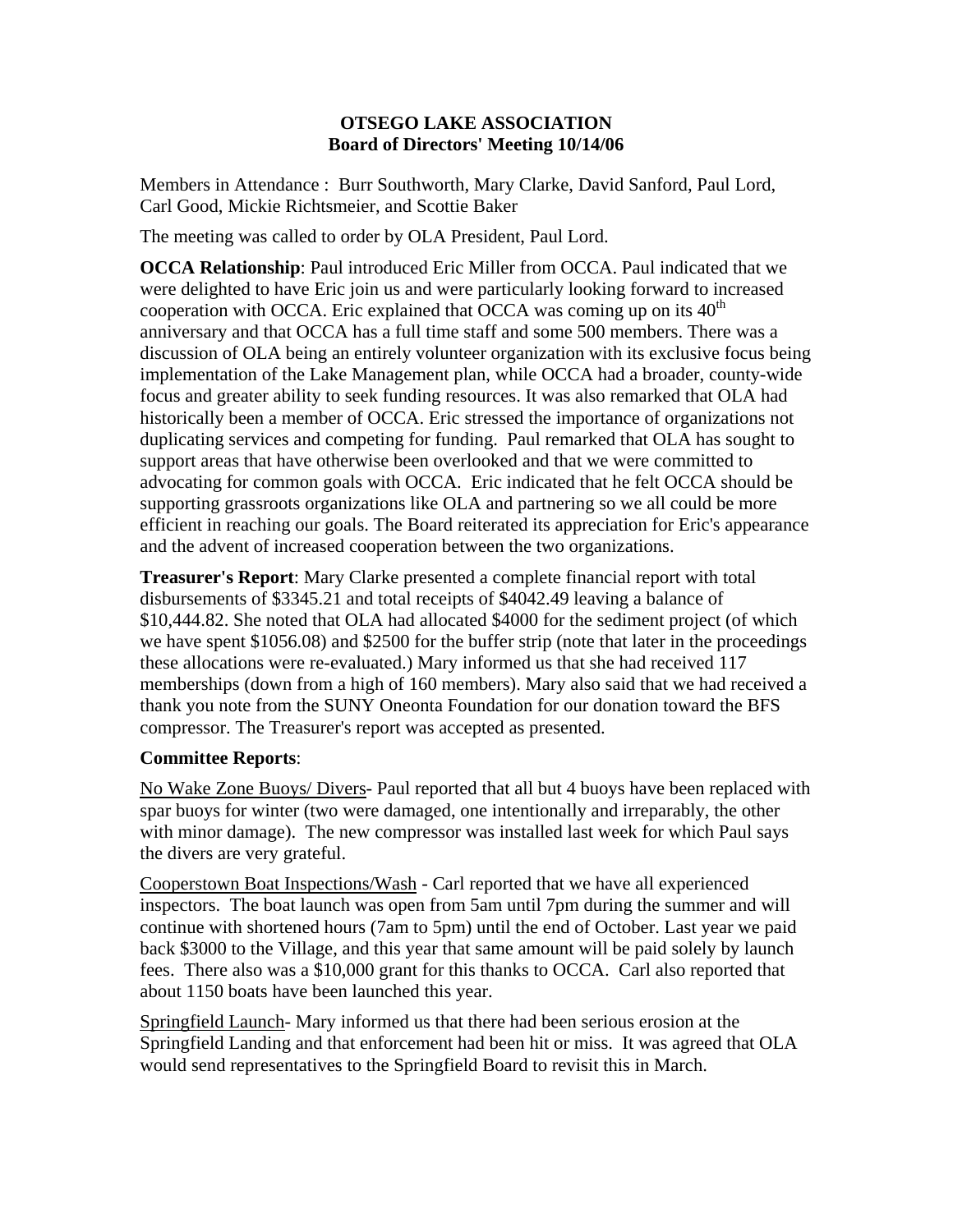# OTSEGO LAKE ASSOCIATION
## Board of Directors' Meeting 10/14/06

Members in Attendance : Burr Southworth, Mary Clarke, David Sanford, Paul Lord, Carl Good, Mickie Richtsmeier, and Scottie Baker

The meeting was called to order by OLA President, Paul Lord.

**OCCA Relationship**: Paul introduced Eric Miller from OCCA. Paul indicated that we were delighted to have Eric join us and were particularly looking forward to increased cooperation with OCCA. Eric explained that OCCA was coming up on its 40th anniversary and that OCCA has a full time staff and some 500 members. There was a discussion of OLA being an entirely volunteer organization with its exclusive focus being implementation of the Lake Management plan, while OCCA had a broader, county-wide focus and greater ability to seek funding resources. It was also remarked that OLA had historically been a member of OCCA. Eric stressed the importance of organizations not duplicating services and competing for funding. Paul remarked that OLA has sought to support areas that have otherwise been overlooked and that we were committed to advocating for common goals with OCCA. Eric indicated that he felt OCCA should be supporting grassroots organizations like OLA and partnering so we all could be more efficient in reaching our goals. The Board reiterated its appreciation for Eric's appearance and the advent of increased cooperation between the two organizations.

**Treasurer's Report**: Mary Clarke presented a complete financial report with total disbursements of $3345.21 and total receipts of $4042.49 leaving a balance of $10,444.82. She noted that OLA had allocated $4000 for the sediment project (of which we have spent $1056.08) and $2500 for the buffer strip (note that later in the proceedings these allocations were re-evaluated.) Mary informed us that she had received 117 memberships (down from a high of 160 members). Mary also said that we had received a thank you note from the SUNY Oneonta Foundation for our donation toward the BFS compressor. The Treasurer's report was accepted as presented.

**Committee Reports**:

<u>No Wake Zone Buoys/ Divers</u>- Paul reported that all but 4 buoys have been replaced with spar buoys for winter (two were damaged, one intentionally and irreparably, the other with minor damage). The new compressor was installed last week for which Paul says the divers are very grateful.

<u>Cooperstown Boat Inspections/Wash</u> - Carl reported that we have all experienced inspectors. The boat launch was open from 5am until 7pm during the summer and will continue with shortened hours (7am to 5pm) until the end of October. Last year we paid back $3000 to the Village, and this year that same amount will be paid solely by launch fees. There also was a $10,000 grant for this thanks to OCCA. Carl also reported that about 1150 boats have been launched this year.

<u>Springfield Launch</u>- Mary informed us that there had been serious erosion at the Springfield Landing and that enforcement had been hit or miss. It was agreed that OLA would send representatives to the Springfield Board to revisit this in March.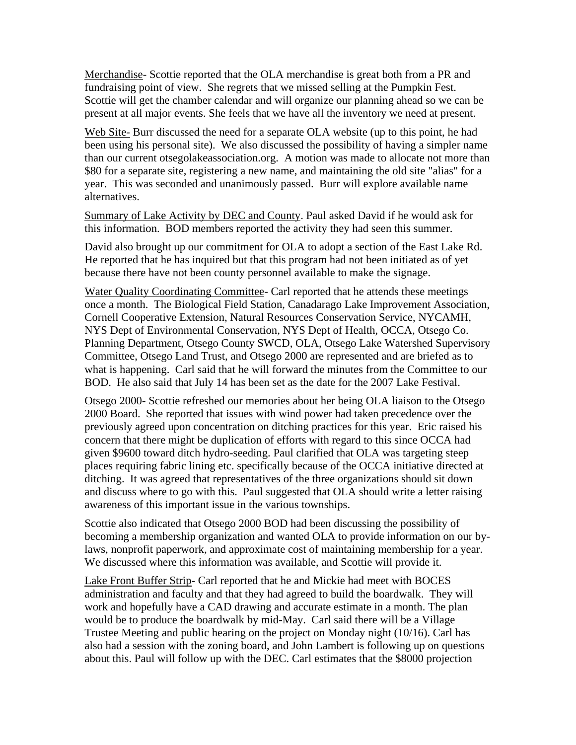<u>Merchandise</u>- Scottie reported that the OLA merchandise is great both from a PR and fundraising point of view. She regrets that we missed selling at the Pumpkin Fest. Scottie will get the chamber calendar and will organize our planning ahead so we can be present at all major events. She feels that we have all the inventory we need at present.

<u>Web Site-</u> Burr discussed the need for a separate OLA website (up to this point, he had been using his personal site). We also discussed the possibility of having a simpler name than our current otsegolakeassociation.org. A motion was made to allocate not more than $80 for a separate site, registering a new name, and maintaining the old site "alias" for a year. This was seconded and unanimously passed. Burr will explore available name alternatives.

<u>Summary of Lake Activity by DEC and County</u>. Paul asked David if he would ask for this information. BOD members reported the activity they had seen this summer.

David also brought up our commitment for OLA to adopt a section of the East Lake Rd. He reported that he has inquired but that this program had not been initiated as of yet because there have not been county personnel available to make the signage.

<u>Water Quality Coordinating Committee</u>- Carl reported that he attends these meetings once a month. The Biological Field Station, Canadarago Lake Improvement Association, Cornell Cooperative Extension, Natural Resources Conservation Service, NYCAMH, NYS Dept of Environmental Conservation, NYS Dept of Health, OCCA, Otsego Co. Planning Department, Otsego County SWCD, OLA, Otsego Lake Watershed Supervisory Committee, Otsego Land Trust, and Otsego 2000 are represented and are briefed as to what is happening. Carl said that he will forward the minutes from the Committee to our BOD. He also said that July 14 has been set as the date for the 2007 Lake Festival.

<u>Otsego 2000</u>- Scottie refreshed our memories about her being OLA liaison to the Otsego 2000 Board. She reported that issues with wind power had taken precedence over the previously agreed upon concentration on ditching practices for this year. Eric raised his concern that there might be duplication of efforts with regard to this since OCCA had given $9600 toward ditch hydro-seeding. Paul clarified that OLA was targeting steep places requiring fabric lining etc. specifically because of the OCCA initiative directed at ditching. It was agreed that representatives of the three organizations should sit down and discuss where to go with this. Paul suggested that OLA should write a letter raising awareness of this important issue in the various townships.

Scottie also indicated that Otsego 2000 BOD had been discussing the possibility of becoming a membership organization and wanted OLA to provide information on our by-laws, nonprofit paperwork, and approximate cost of maintaining membership for a year. We discussed where this information was available, and Scottie will provide it.

<u>Lake Front Buffer Strip</u>- Carl reported that he and Mickie had meet with BOCES administration and faculty and that they had agreed to build the boardwalk. They will work and hopefully have a CAD drawing and accurate estimate in a month. The plan would be to produce the boardwalk by mid-May. Carl said there will be a Village Trustee Meeting and public hearing on the project on Monday night (10/16). Carl has also had a session with the zoning board, and John Lambert is following up on questions about this. Paul will follow up with the DEC. Carl estimates that the $8000 projection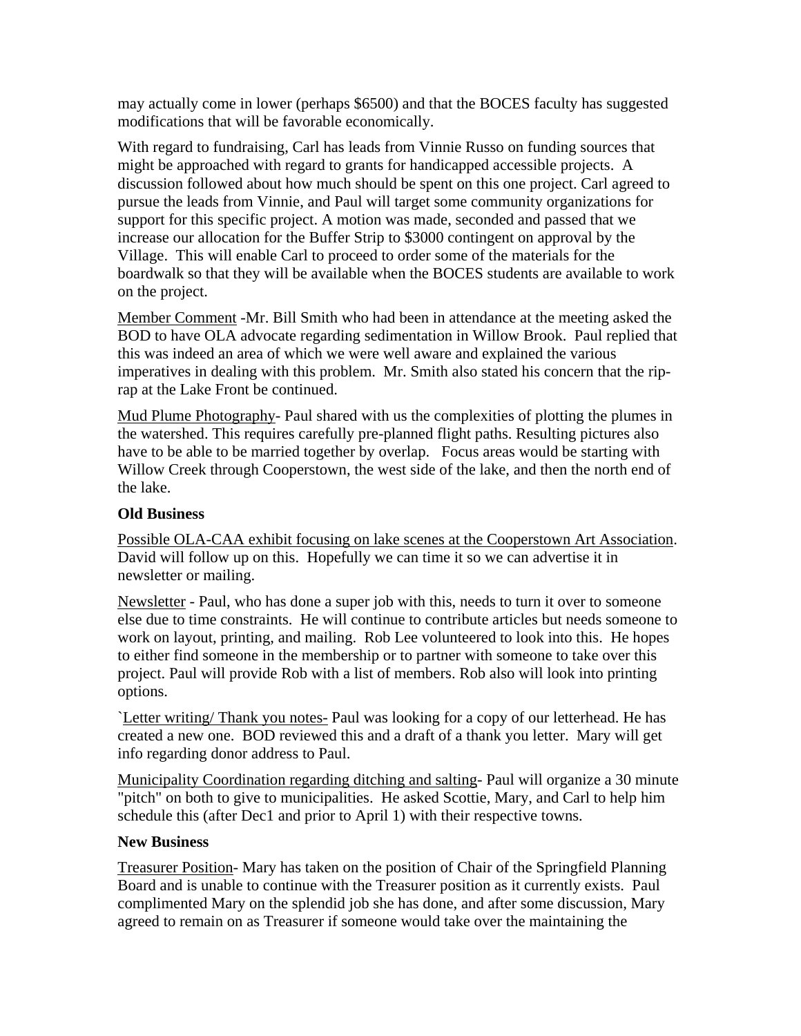may actually come in lower (perhaps $6500) and that the BOCES faculty has suggested modifications that will be favorable economically.

With regard to fundraising, Carl has leads from Vinnie Russo on funding sources that might be approached with regard to grants for handicapped accessible projects. A discussion followed about how much should be spent on this one project. Carl agreed to pursue the leads from Vinnie, and Paul will target some community organizations for support for this specific project. A motion was made, seconded and passed that we increase our allocation for the Buffer Strip to $3000 contingent on approval by the Village. This will enable Carl to proceed to order some of the materials for the boardwalk so that they will be available when the BOCES students are available to work on the project.

<u>Member Comment</u> -Mr. Bill Smith who had been in attendance at the meeting asked the BOD to have OLA advocate regarding sedimentation in Willow Brook. Paul replied that this was indeed an area of which we were well aware and explained the various imperatives in dealing with this problem. Mr. Smith also stated his concern that the rip-rap at the Lake Front be continued.

<u>Mud Plume Photography</u>- Paul shared with us the complexities of plotting the plumes in the watershed. This requires carefully pre-planned flight paths. Resulting pictures also have to be able to be married together by overlap. Focus areas would be starting with Willow Creek through Cooperstown, the west side of the lake, and then the north end of the lake.

**Old Business**

<u>Possible OLA-CAA exhibit focusing on lake scenes at the Cooperstown Art Association</u>. David will follow up on this. Hopefully we can time it so we can advertise it in newsletter or mailing.

<u>Newsletter</u> - Paul, who has done a super job with this, needs to turn it over to someone else due to time constraints. He will continue to contribute articles but needs someone to work on layout, printing, and mailing. Rob Lee volunteered to look into this. He hopes to either find someone in the membership or to partner with someone to take over this project. Paul will provide Rob with a list of members. Rob also will look into printing options.

`<u>Letter writing/ Thank you notes-</u> Paul was looking for a copy of our letterhead. He has created a new one. BOD reviewed this and a draft of a thank you letter. Mary will get info regarding donor address to Paul.

<u>Municipality Coordination regarding ditching and salting</u>- Paul will organize a 30 minute "pitch" on both to give to municipalities. He asked Scottie, Mary, and Carl to help him schedule this (after Dec1 and prior to April 1) with their respective towns.

**New Business**

<u>Treasurer Position</u>- Mary has taken on the position of Chair of the Springfield Planning Board and is unable to continue with the Treasurer position as it currently exists. Paul complimented Mary on the splendid job she has done, and after some discussion, Mary agreed to remain on as Treasurer if someone would take over the maintaining the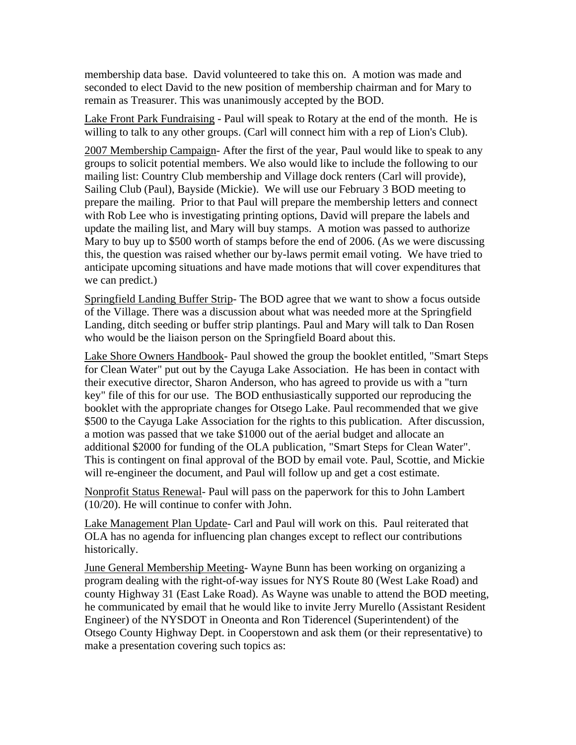membership data base. David volunteered to take this on. A motion was made and seconded to elect David to the new position of membership chairman and for Mary to remain as Treasurer. This was unanimously accepted by the BOD.

<u>Lake Front Park Fundraising</u> - Paul will speak to Rotary at the end of the month. He is willing to talk to any other groups. (Carl will connect him with a rep of Lion's Club).

<u>2007 Membership Campaign</u>- After the first of the year, Paul would like to speak to any groups to solicit potential members. We also would like to include the following to our mailing list: Country Club membership and Village dock renters (Carl will provide), Sailing Club (Paul), Bayside (Mickie). We will use our February 3 BOD meeting to prepare the mailing. Prior to that Paul will prepare the membership letters and connect with Rob Lee who is investigating printing options, David will prepare the labels and update the mailing list, and Mary will buy stamps. A motion was passed to authorize Mary to buy up to $500 worth of stamps before the end of 2006. (As we were discussing this, the question was raised whether our by-laws permit email voting. We have tried to anticipate upcoming situations and have made motions that will cover expenditures that we can predict.)

<u>Springfield Landing Buffer Strip</u>- The BOD agree that we want to show a focus outside of the Village. There was a discussion about what was needed more at the Springfield Landing, ditch seeding or buffer strip plantings. Paul and Mary will talk to Dan Rosen who would be the liaison person on the Springfield Board about this.

<u>Lake Shore Owners Handbook</u>- Paul showed the group the booklet entitled, "Smart Steps for Clean Water" put out by the Cayuga Lake Association. He has been in contact with their executive director, Sharon Anderson, who has agreed to provide us with a "turn key" file of this for our use. The BOD enthusiastically supported our reproducing the booklet with the appropriate changes for Otsego Lake. Paul recommended that we give $500 to the Cayuga Lake Association for the rights to this publication. After discussion, a motion was passed that we take $1000 out of the aerial budget and allocate an additional $2000 for funding of the OLA publication, "Smart Steps for Clean Water". This is contingent on final approval of the BOD by email vote. Paul, Scottie, and Mickie will re-engineer the document, and Paul will follow up and get a cost estimate.

<u>Nonprofit Status Renewal</u>- Paul will pass on the paperwork for this to John Lambert (10/20). He will continue to confer with John.

<u>Lake Management Plan Update</u>- Carl and Paul will work on this. Paul reiterated that OLA has no agenda for influencing plan changes except to reflect our contributions historically.

<u>June General Membership Meeting</u>- Wayne Bunn has been working on organizing a program dealing with the right-of-way issues for NYS Route 80 (West Lake Road) and county Highway 31 (East Lake Road). As Wayne was unable to attend the BOD meeting, he communicated by email that he would like to invite Jerry Murello (Assistant Resident Engineer) of the NYSDOT in Oneonta and Ron Tiderencel (Superintendent) of the Otsego County Highway Dept. in Cooperstown and ask them (or their representative) to make a presentation covering such topics as: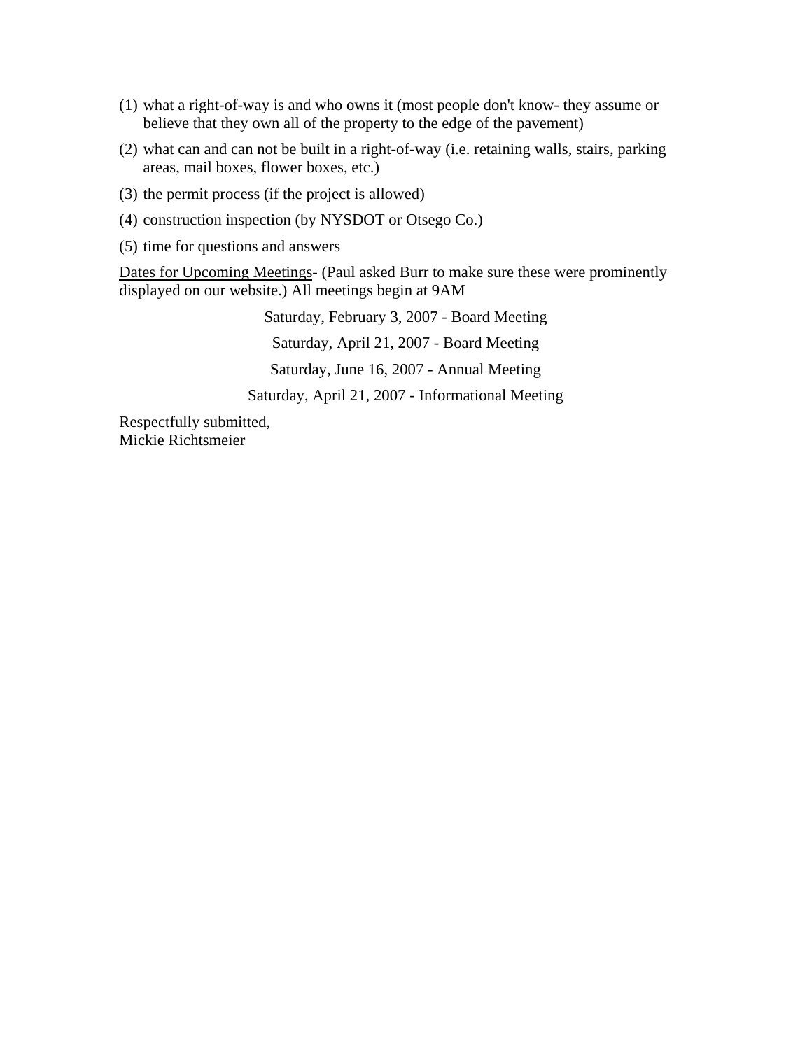(1) what a right-of-way is and who owns it (most people don't know- they assume or believe that they own all of the property to the edge of the pavement)

(2) what can and can not be built in a right-of-way (i.e. retaining walls, stairs, parking areas, mail boxes, flower boxes, etc.)

(3) the permit process (if the project is allowed)

(4) construction inspection (by NYSDOT or Otsego Co.)

(5) time for questions and answers

<u>Dates for Upcoming Meetings</u>- (Paul asked Burr to make sure these were prominently displayed on our website.) All meetings begin at 9AM

Saturday, February 3, 2007 - Board Meeting

Saturday, April 21, 2007 - Board Meeting

Saturday, June 16, 2007 - Annual Meeting

Saturday, April 21, 2007 - Informational Meeting

Respectfully submitted,
Mickie Richtsmeier